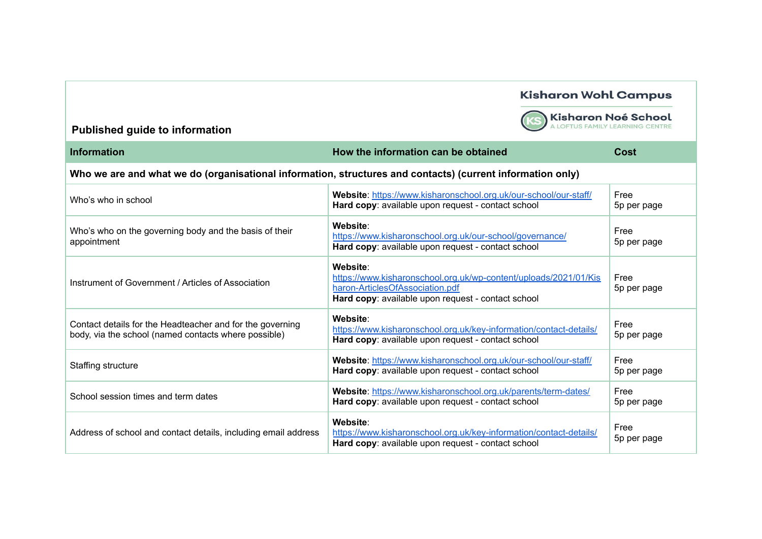Kisharon Wohl Campus

Kisharon Noé School
A LOFTUS FAMILY LEARNING CENTRE

## Published guide to information

| Information | How the information can be obtained | Cost |
|---|---|---|
| **Who we are and what we do (organisational information, structures and contacts) (current information only)** | | |
| Who's who in school | **Website**: https://www.kisharonschool.org.uk/our-school/our-staff/<br>**Hard copy**: available upon request - contact school | Free<br>5p per page |
| Who's who on the governing body and the basis of their appointment | **Website**: https://www.kisharonschool.org.uk/our-school/governance/<br>**Hard copy**: available upon request - contact school | Free<br>5p per page |
| Instrument of Government / Articles of Association | **Website**: https://www.kisharonschool.org.uk/wp-content/uploads/2021/01/Kisharon-ArticlesOfAssociation.pdf<br>**Hard copy**: available upon request - contact school | Free<br>5p per page |
| Contact details for the Headteacher and for the governing body, via the school (named contacts where possible) | **Website**: https://www.kisharonschool.org.uk/key-information/contact-details/<br>**Hard copy**: available upon request - contact school | Free<br>5p per page |
| Staffing structure | **Website**: https://www.kisharonschool.org.uk/our-school/our-staff/<br>**Hard copy**: available upon request - contact school | Free<br>5p per page |
| School session times and term dates | **Website**: https://www.kisharonschool.org.uk/parents/term-dates/<br>**Hard copy**: available upon request - contact school | Free<br>5p per page |
| Address of school and contact details, including email address | **Website**: https://www.kisharonschool.org.uk/key-information/contact-details/<br>**Hard copy**: available upon request - contact school | Free<br>5p per page |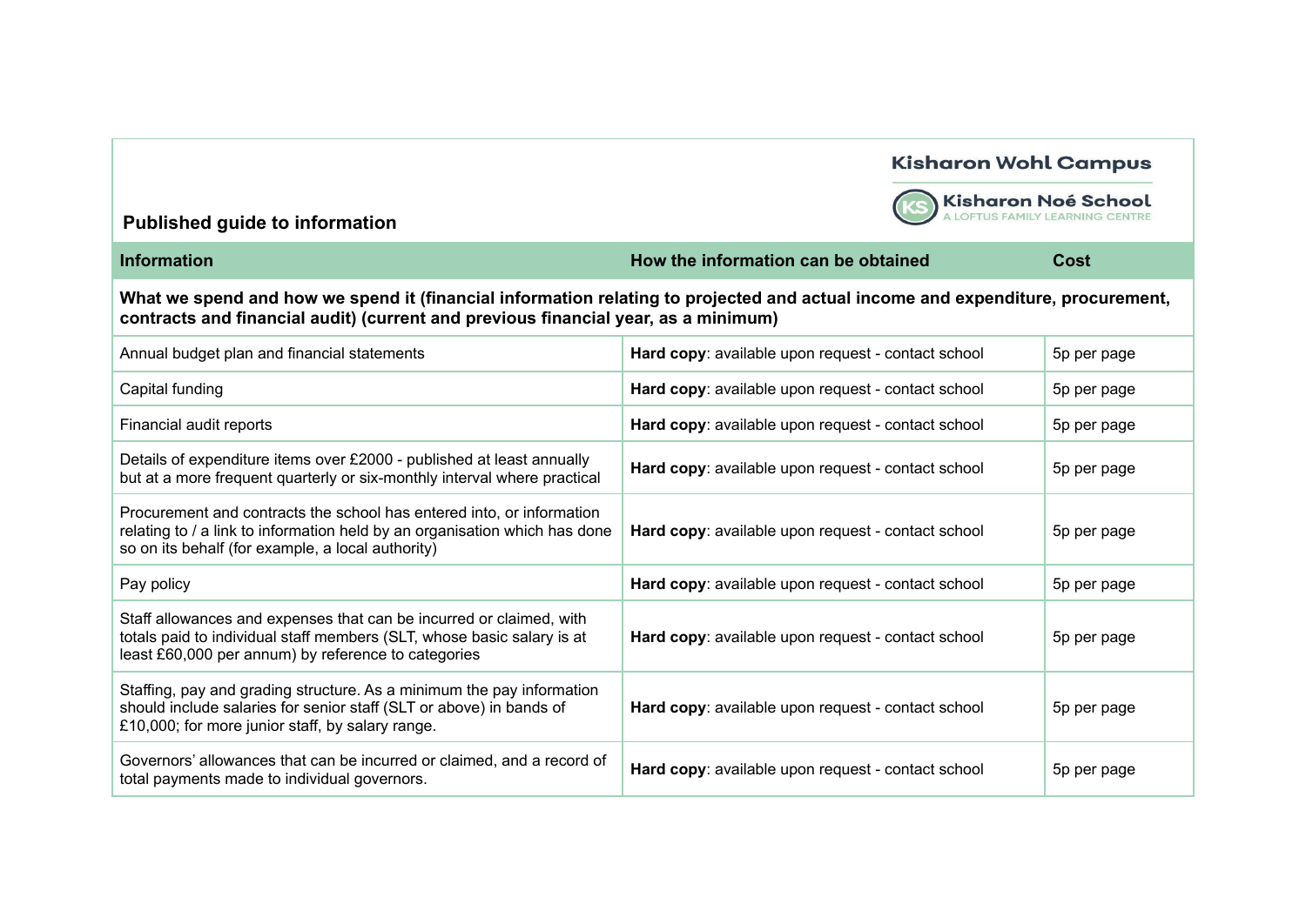Kisharon Wohl Campus

Kisharon Noé School
A LOFTUS FAMILY LEARNING CENTRE

## Published guide to information

| Information | How the information can be obtained | Cost |
|---|---|---|
| **What we spend and how we spend it (financial information relating to projected and actual income and expenditure, procurement, contracts and financial audit) (current and previous financial year, as a minimum)** | | |
| Annual budget plan and financial statements | **Hard copy**: available upon request - contact school | 5p per page |
| Capital funding | **Hard copy**: available upon request - contact school | 5p per page |
| Financial audit reports | **Hard copy**: available upon request - contact school | 5p per page |
| Details of expenditure items over £2000 - published at least annually but at a more frequent quarterly or six-monthly interval where practical | **Hard copy**: available upon request - contact school | 5p per page |
| Procurement and contracts the school has entered into, or information relating to / a link to information held by an organisation which has done so on its behalf (for example, a local authority) | **Hard copy**: available upon request - contact school | 5p per page |
| Pay policy | **Hard copy**: available upon request - contact school | 5p per page |
| Staff allowances and expenses that can be incurred or claimed, with totals paid to individual staff members (SLT, whose basic salary is at least £60,000 per annum) by reference to categories | **Hard copy**: available upon request - contact school | 5p per page |
| Staffing, pay and grading structure. As a minimum the pay information should include salaries for senior staff (SLT or above) in bands of £10,000; for more junior staff, by salary range. | **Hard copy**: available upon request - contact school | 5p per page |
| Governors' allowances that can be incurred or claimed, and a record of total payments made to individual governors. | **Hard copy**: available upon request - contact school | 5p per page |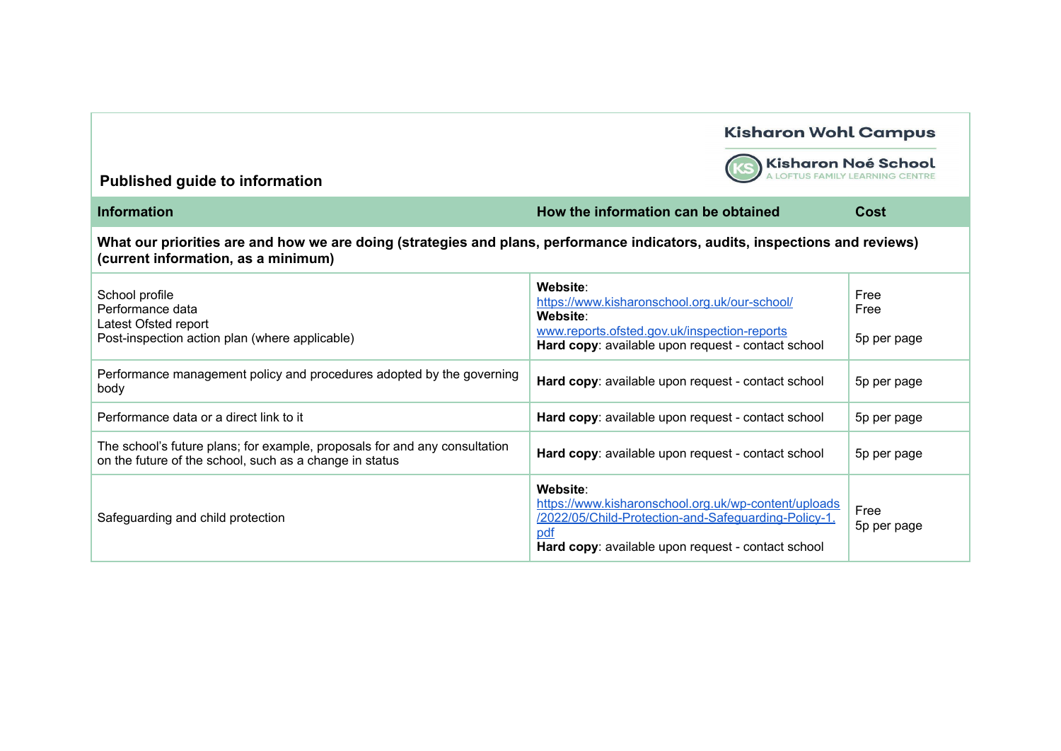Kisharon Wohl Campus

Kisharon Noé School
A LOFTUS FAMILY LEARNING CENTRE

## Published guide to information

| Information | How the information can be obtained | Cost |
|---|---|---|
| **What our priorities are and how we are doing (strategies and plans, performance indicators, audits, inspections and reviews) (current information, as a minimum)** | | |
| School profile<br>Performance data<br>Latest Ofsted report<br>Post-inspection action plan (where applicable) | **Website**: https://www.kisharonschool.org.uk/our-school/<br>**Website**: www.reports.ofsted.gov.uk/inspection-reports<br>**Hard copy**: available upon request - contact school | Free<br>Free<br>5p per page |
| Performance management policy and procedures adopted by the governing body | **Hard copy**: available upon request - contact school | 5p per page |
| Performance data or a direct link to it | **Hard copy**: available upon request - contact school | 5p per page |
| The school's future plans; for example, proposals for and any consultation on the future of the school, such as a change in status | **Hard copy**: available upon request - contact school | 5p per page |
| Safeguarding and child protection | **Website**: https://www.kisharonschool.org.uk/wp-content/uploads/2022/05/Child-Protection-and-Safeguarding-Policy-1.pdf<br>**Hard copy**: available upon request - contact school | Free<br>5p per page |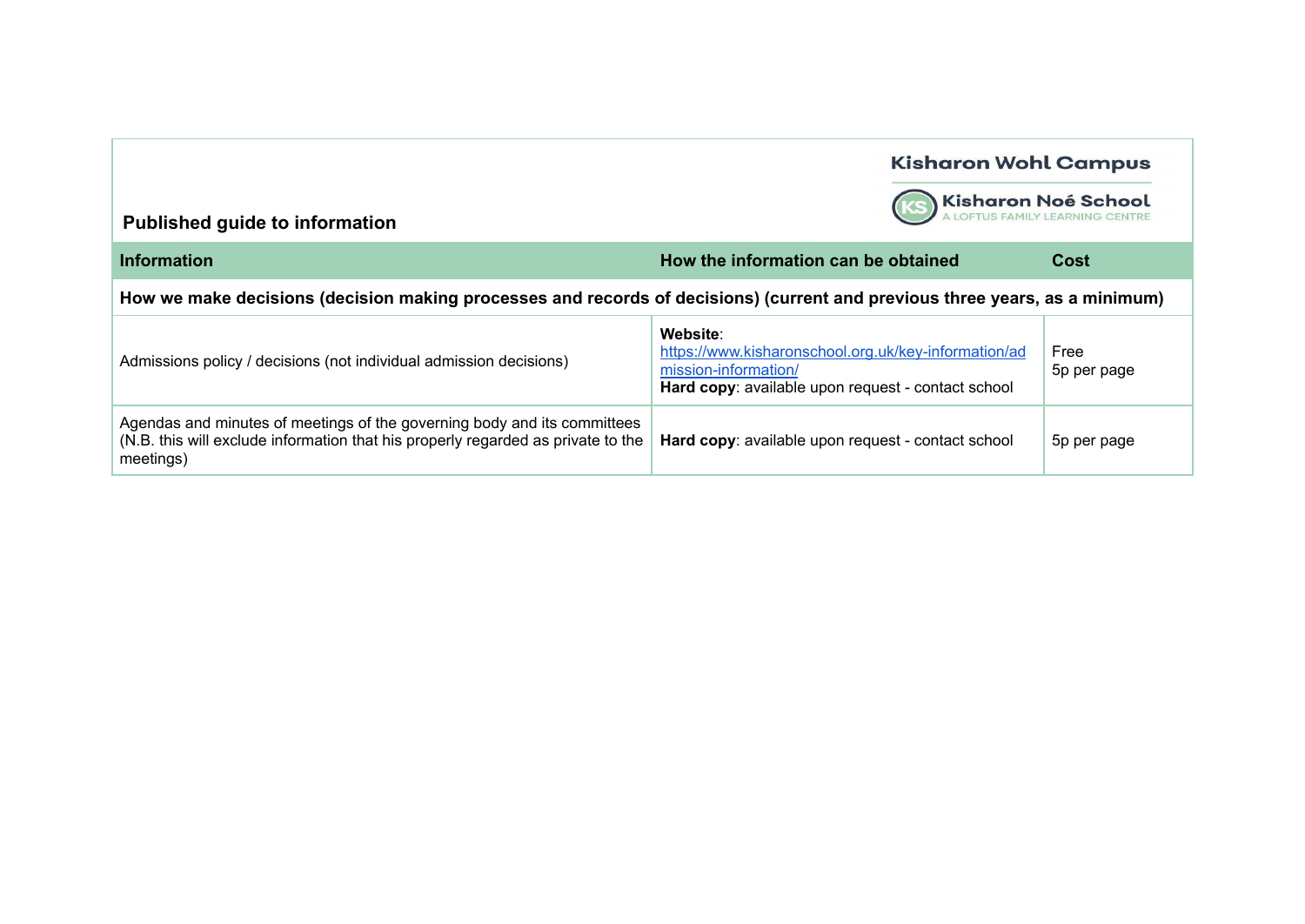Kisharon Wohl Campus

Kisharon Noé School
A LOFTUS FAMILY LEARNING CENTRE

## Published guide to information

| Information | How the information can be obtained | Cost |
|---|---|---|
| **How we make decisions (decision making processes and records of decisions) (current and previous three years, as a minimum)** | | |
| Admissions policy / decisions (not individual admission decisions) | **Website**: https://www.kisharonschool.org.uk/key-information/admission-information/ **Hard copy**: available upon request - contact school | Free 5p per page |
| Agendas and minutes of meetings of the governing body and its committees (N.B. this will exclude information that his properly regarded as private to the meetings) | **Hard copy**: available upon request - contact school | 5p per page |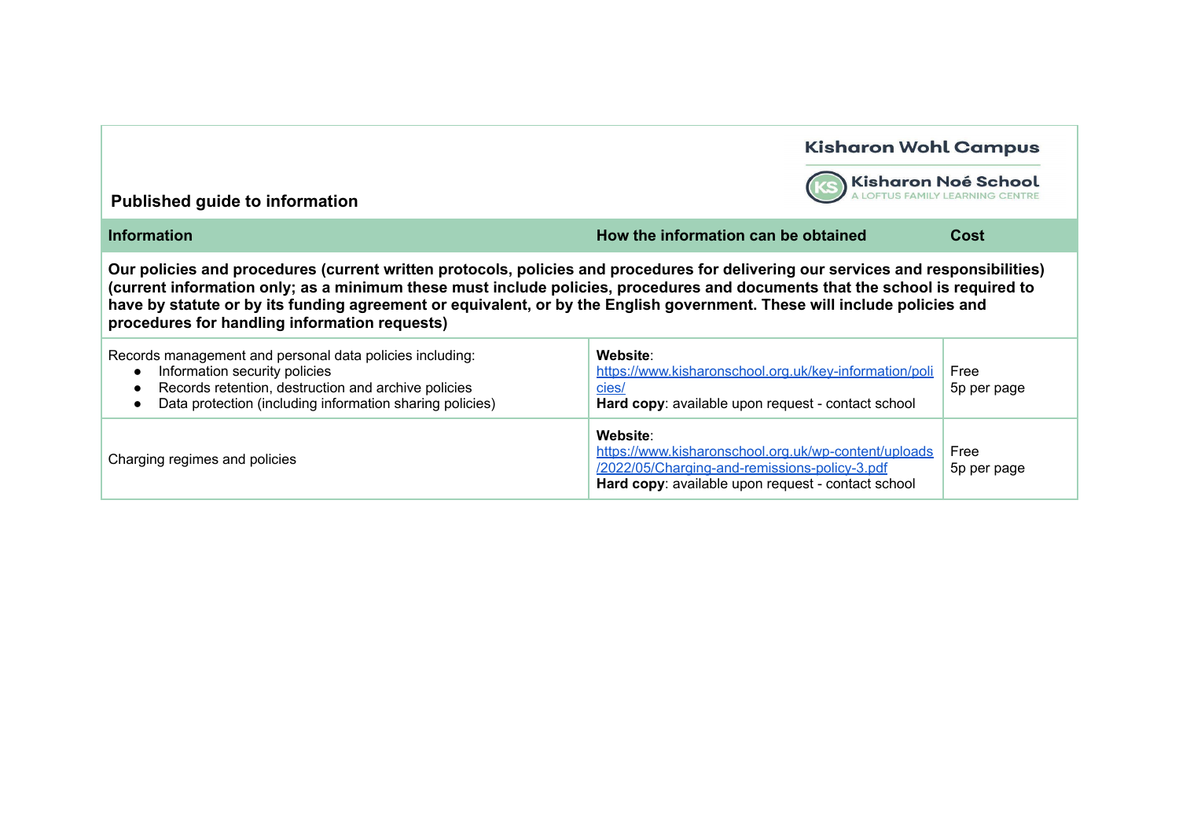## Published guide to information

| Information | How the information can be obtained | Cost |
| --- | --- | --- |
| **Our policies and procedures (current written protocols, policies and procedures for delivering our services and responsibilities) (current information only; as a minimum these must include policies, procedures and documents that the school is required to have by statute or by its funding agreement or equivalent, or by the English government. These will include policies and procedures for handling information requests)** | | |
| Records management and personal data policies including:<br>● Information security policies<br>● Records retention, destruction and archive policies<br>● Data protection (including information sharing policies) | **Website**: https://www.kisharonschool.org.uk/key-information/policies/<br>**Hard copy**: available upon request - contact school | Free<br>5p per page |
| Charging regimes and policies | **Website**: https://www.kisharonschool.org.uk/wp-content/uploads/2022/05/Charging-and-remissions-policy-3.pdf<br>**Hard copy**: available upon request - contact school | Free<br>5p per page |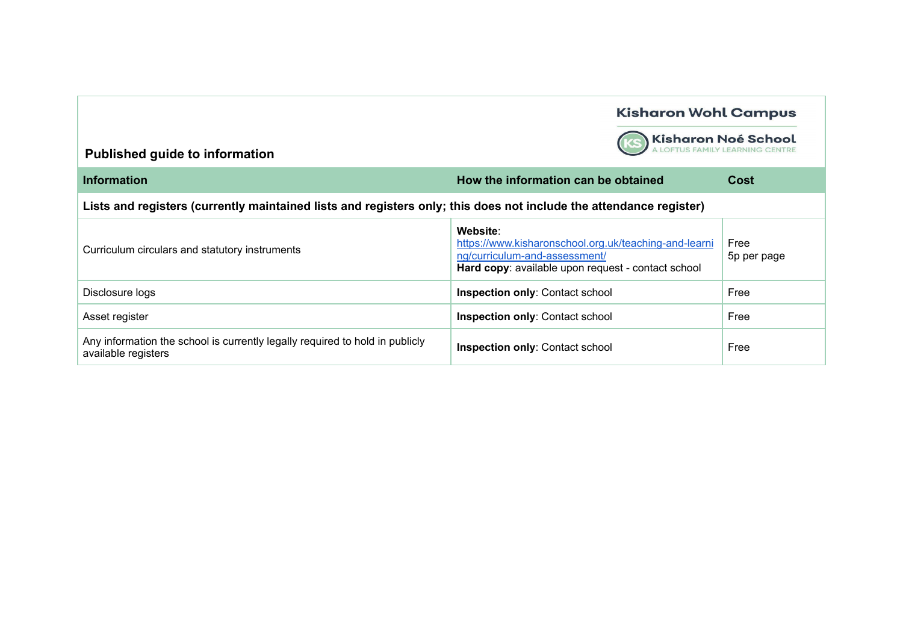Kisharon Wohl Campus

Kisharon Noé School
A LOFTUS FAMILY LEARNING CENTRE

**Published guide to information**

| Information | How the information can be obtained | Cost |
|---|---|---|
| **Lists and registers (currently maintained lists and registers only; this does not include the attendance register)** | | |
| Curriculum circulars and statutory instruments | **Website**: https://www.kisharonschool.org.uk/teaching-and-learning/curriculum-and-assessment/ **Hard copy**: available upon request - contact school | Free 5p per page |
| Disclosure logs | **Inspection only**: Contact school | Free |
| Asset register | **Inspection only**: Contact school | Free |
| Any information the school is currently legally required to hold in publicly available registers | **Inspection only**: Contact school | Free |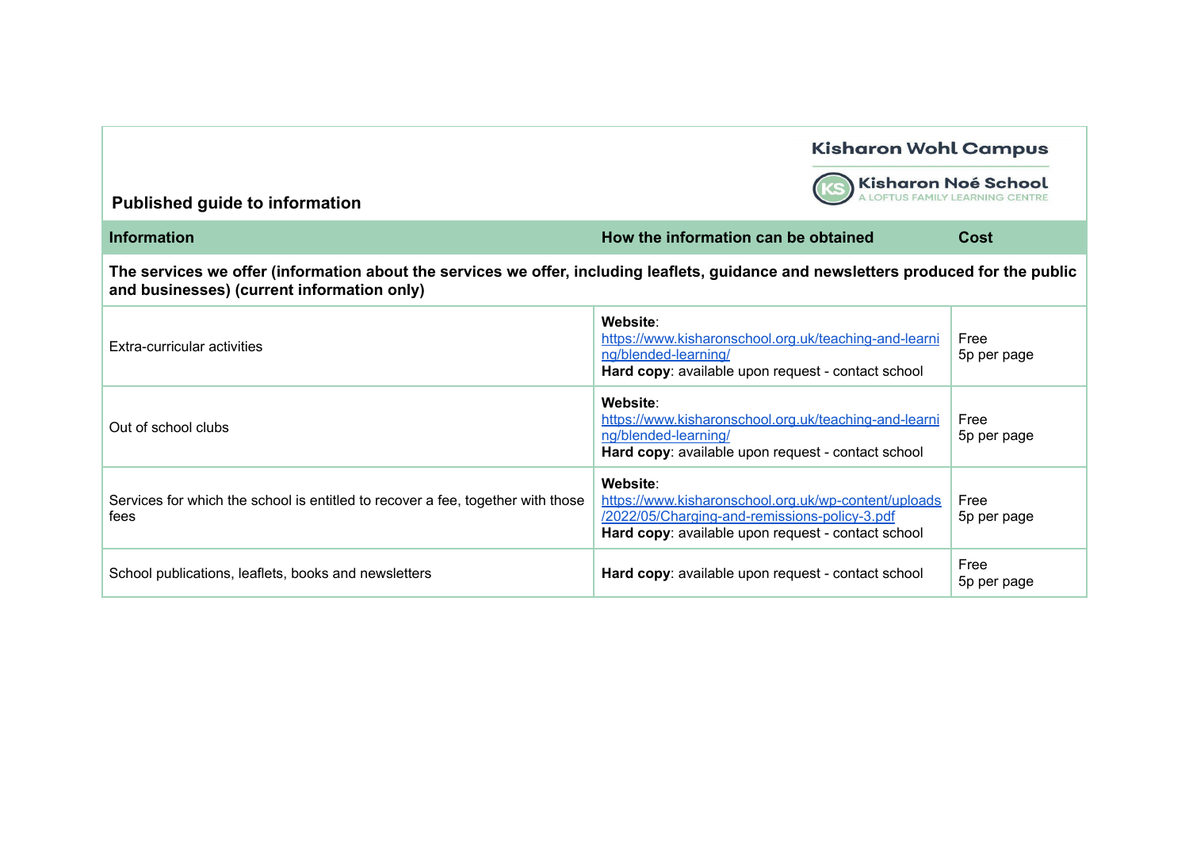Kisharon Wohl Campus

Kisharon Noé School
A LOFTUS FAMILY LEARNING CENTRE

**Published guide to information**

| Information | How the information can be obtained | Cost |
|---|---|---|
| **The services we offer (information about the services we offer, including leaflets, guidance and newsletters produced for the public and businesses) (current information only)** | | |
| Extra-curricular activities | **Website**: https://www.kisharonschool.org.uk/teaching-and-learning/blended-learning/ **Hard copy**: available upon request - contact school | Free 5p per page |
| Out of school clubs | **Website**: https://www.kisharonschool.org.uk/teaching-and-learning/blended-learning/ **Hard copy**: available upon request - contact school | Free 5p per page |
| Services for which the school is entitled to recover a fee, together with those fees | **Website**: https://www.kisharonschool.org.uk/wp-content/uploads/2022/05/Charging-and-remissions-policy-3.pdf **Hard copy**: available upon request - contact school | Free 5p per page |
| School publications, leaflets, books and newsletters | **Hard copy**: available upon request - contact school | Free 5p per page |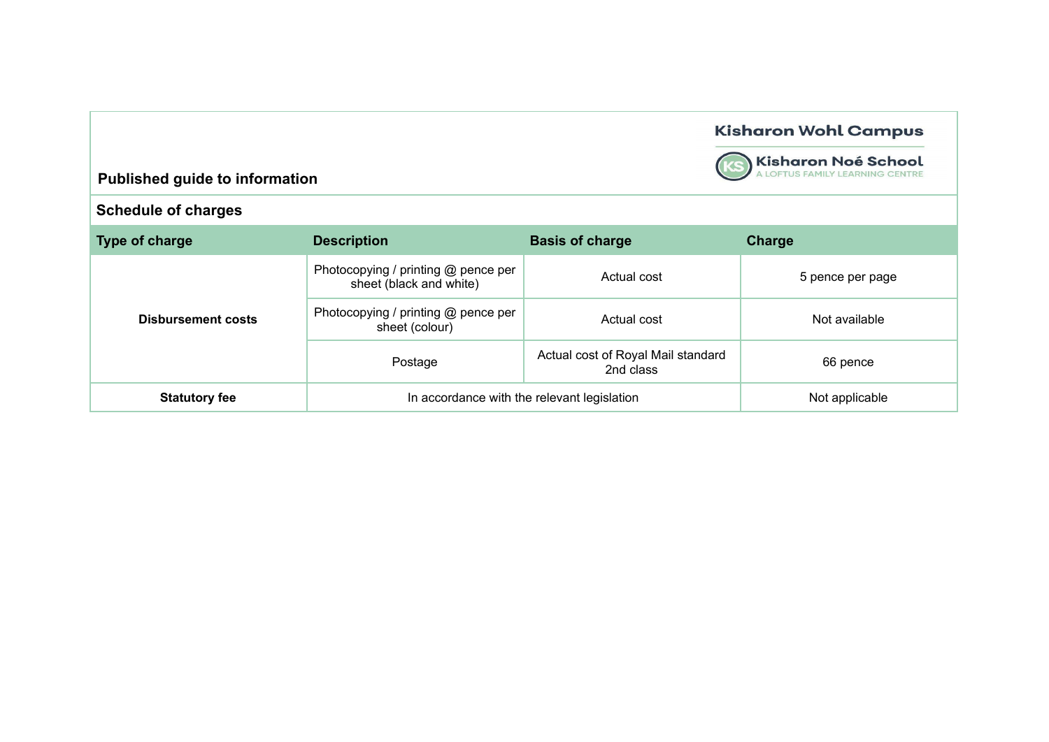Kisharon Wohl Campus

Kisharon Noé School
A LOFTUS FAMILY LEARNING CENTRE

## Published guide to information

### Schedule of charges

| Type of charge | Description | Basis of charge | Charge |
|---|---|---|---|
| **Disbursement costs** | Photocopying / printing @ pence per sheet (black and white) | Actual cost | 5 pence per page |
| | Photocopying / printing @ pence per sheet (colour) | Actual cost | Not available |
| | Postage | Actual cost of Royal Mail standard 2nd class | 66 pence |
| **Statutory fee** | In accordance with the relevant legislation | | Not applicable |